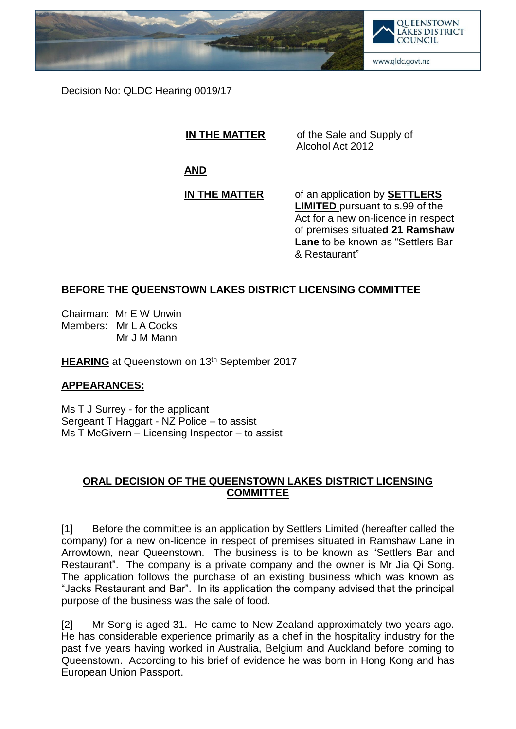Decision No: QLDC Hearing 0019/17

**IN THE MATTER** of the Sale and Supply of Alcohol Act 2012

**AND**

**IN THE MATTER** of an application by **SETTLERS LIMITED** pursuant to s.99 of the Act for a new on-licence in respect of premises situate**d 21 Ramshaw Lane** to be known as "Settlers Bar & Restaurant"

## BEFORE THE QUEENSTOWN LAKES DISTRICT LICENSING COMMITTEE

Chairman: Mr E W Unwin
Members: Mr L A Cocks
Mr J M Mann

**HEARING** at Queenstown on 13th September 2017

## APPEARANCES:

Ms T J Surrey - for the applicant
Sergeant T Haggart - NZ Police – to assist
Ms T McGivern – Licensing Inspector – to assist

## ORAL DECISION OF THE QUEENSTOWN LAKES DISTRICT LICENSING COMMITTEE

[1] Before the committee is an application by Settlers Limited (hereafter called the company) for a new on-licence in respect of premises situated in Ramshaw Lane in Arrowtown, near Queenstown. The business is to be known as "Settlers Bar and Restaurant". The company is a private company and the owner is Mr Jia Qi Song. The application follows the purchase of an existing business which was known as "Jacks Restaurant and Bar". In its application the company advised that the principal purpose of the business was the sale of food.

[2] Mr Song is aged 31. He came to New Zealand approximately two years ago. He has considerable experience primarily as a chef in the hospitality industry for the past five years having worked in Australia, Belgium and Auckland before coming to Queenstown. According to his brief of evidence he was born in Hong Kong and has European Union Passport.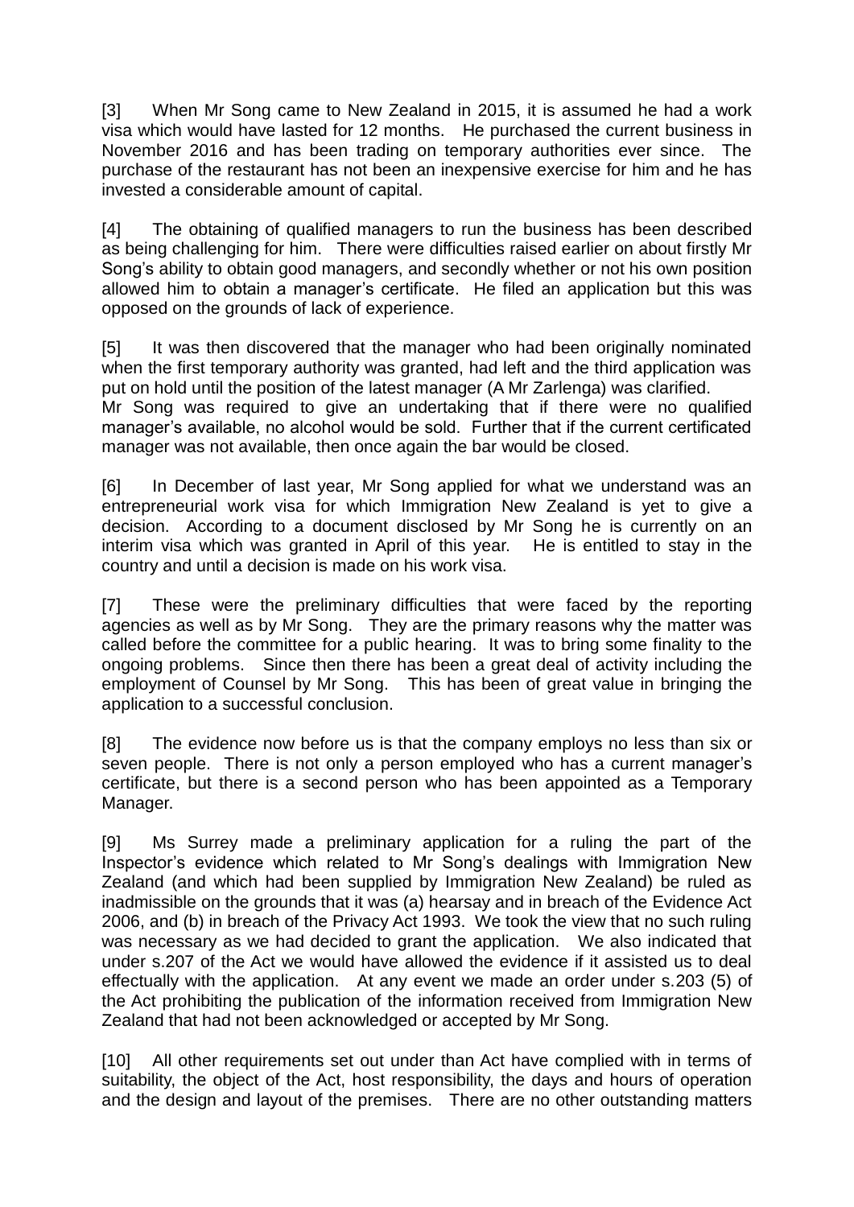[3] When Mr Song came to New Zealand in 2015, it is assumed he had a work visa which would have lasted for 12 months. He purchased the current business in November 2016 and has been trading on temporary authorities ever since. The purchase of the restaurant has not been an inexpensive exercise for him and he has invested a considerable amount of capital.

[4] The obtaining of qualified managers to run the business has been described as being challenging for him. There were difficulties raised earlier on about firstly Mr Song's ability to obtain good managers, and secondly whether or not his own position allowed him to obtain a manager's certificate. He filed an application but this was opposed on the grounds of lack of experience.

[5] It was then discovered that the manager who had been originally nominated when the first temporary authority was granted, had left and the third application was put on hold until the position of the latest manager (A Mr Zarlenga) was clarified. Mr Song was required to give an undertaking that if there were no qualified manager's available, no alcohol would be sold. Further that if the current certificated manager was not available, then once again the bar would be closed.

[6] In December of last year, Mr Song applied for what we understand was an entrepreneurial work visa for which Immigration New Zealand is yet to give a decision. According to a document disclosed by Mr Song he is currently on an interim visa which was granted in April of this year. He is entitled to stay in the country and until a decision is made on his work visa.

[7] These were the preliminary difficulties that were faced by the reporting agencies as well as by Mr Song. They are the primary reasons why the matter was called before the committee for a public hearing. It was to bring some finality to the ongoing problems. Since then there has been a great deal of activity including the employment of Counsel by Mr Song. This has been of great value in bringing the application to a successful conclusion.

[8] The evidence now before us is that the company employs no less than six or seven people. There is not only a person employed who has a current manager's certificate, but there is a second person who has been appointed as a Temporary Manager.

[9] Ms Surrey made a preliminary application for a ruling the part of the Inspector's evidence which related to Mr Song's dealings with Immigration New Zealand (and which had been supplied by Immigration New Zealand) be ruled as inadmissible on the grounds that it was (a) hearsay and in breach of the Evidence Act 2006, and (b) in breach of the Privacy Act 1993. We took the view that no such ruling was necessary as we had decided to grant the application. We also indicated that under s.207 of the Act we would have allowed the evidence if it assisted us to deal effectually with the application. At any event we made an order under s.203 (5) of the Act prohibiting the publication of the information received from Immigration New Zealand that had not been acknowledged or accepted by Mr Song.

[10] All other requirements set out under than Act have complied with in terms of suitability, the object of the Act, host responsibility, the days and hours of operation and the design and layout of the premises. There are no other outstanding matters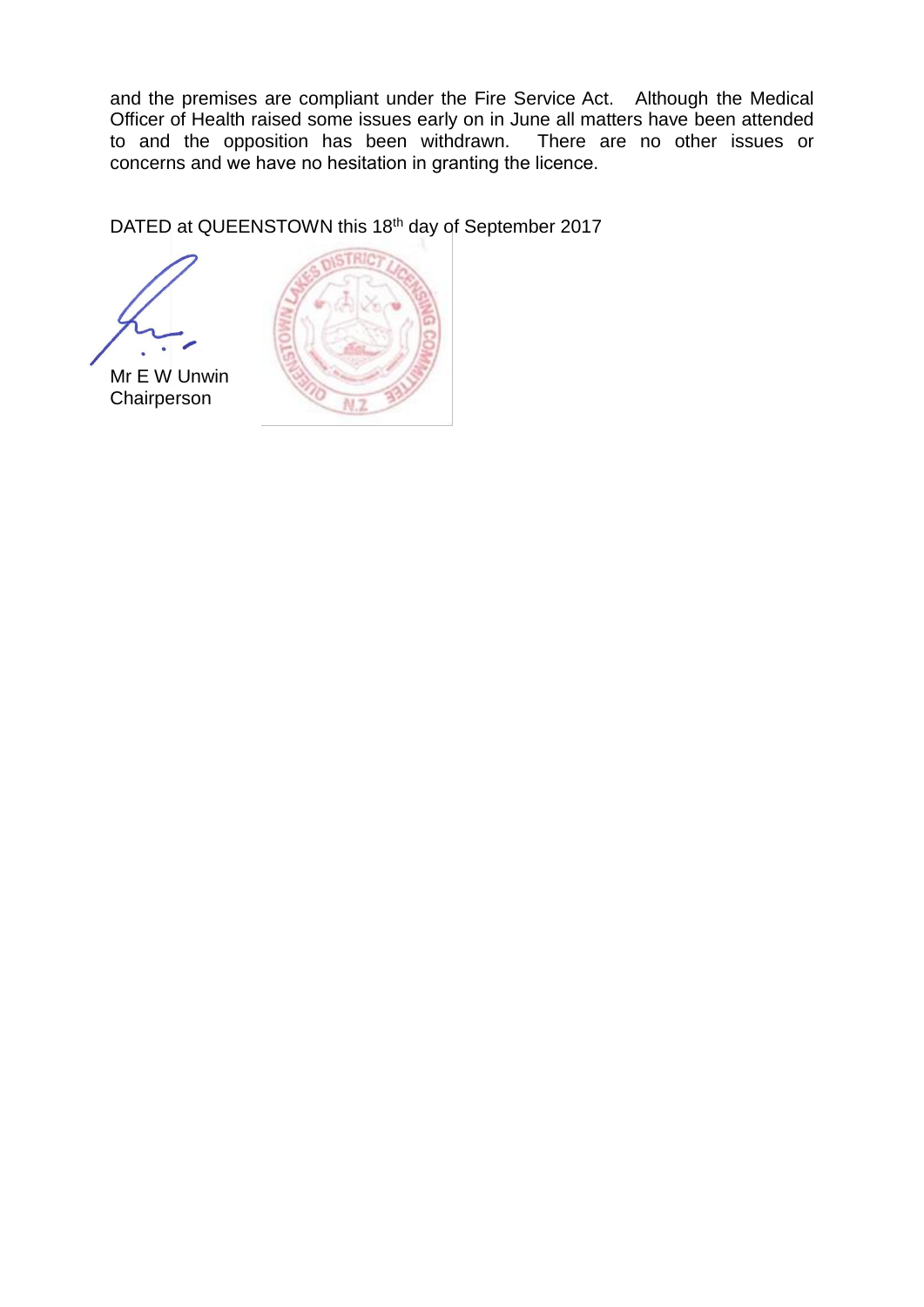and the premises are compliant under the Fire Service Act. Although the Medical Officer of Health raised some issues early on in June all matters have been attended to and the opposition has been withdrawn. There are no other issues or concerns and we have no hesitation in granting the licence.

DATED at QUEENSTOWN this 18th day of September 2017

Mr E W Unwin
Chairperson